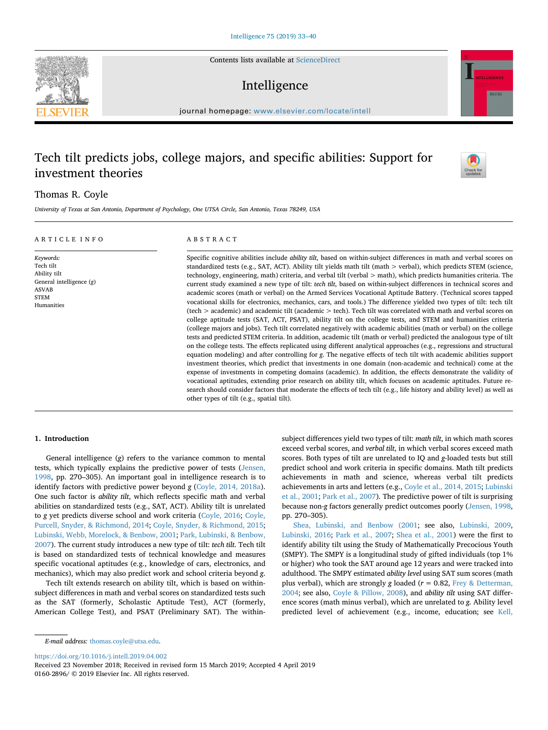# Tech tilt predicts jobs, college majors, and specific abilities: Support for investment theories

Thomas R. Coyle

*University of Texas at San Antonio, Department of Psychology, One UTSA Circle, San Antonio, Texas 78249, USA*

## ARTICLE INFO

*Keywords:*
Tech tilt
Ability tilt
General intelligence (*g*)
ASVAB
STEM
Humanities

## ABSTRACT

Specific cognitive abilities include *ability tilt*, based on within-subject differences in math and verbal scores on standardized tests (e.g., SAT, ACT). Ability tilt yields math tilt (math > verbal), which predicts STEM (science, technology, engineering, math) criteria, and verbal tilt (verbal > math), which predicts humanities criteria. The current study examined a new type of tilt: *tech tilt*, based on within-subject differences in technical scores and academic scores (math or verbal) on the Armed Services Vocational Aptitude Battery. (Technical scores tapped vocational skills for electronics, mechanics, cars, and tools.) The difference yielded two types of tilt: tech tilt (tech > academic) and academic tilt (academic > tech). Tech tilt was correlated with math and verbal scores on college aptitude tests (SAT, ACT, PSAT), ability tilt on the college tests, and STEM and humanities criteria (college majors and jobs). Tech tilt correlated negatively with academic abilities (math or verbal) on the college tests and predicted STEM criteria. In addition, academic tilt (math or verbal) predicted the analogous type of tilt on the college tests. The effects replicated using different analytical approaches (e.g., regressions and structural equation modeling) and after controlling for *g*. The negative effects of tech tilt with academic abilities support investment theories, which predict that investments in one domain (non-academic and technical) come at the expense of investments in competing domains (academic). In addition, the effects demonstrate the validity of vocational aptitudes, extending prior research on ability tilt, which focuses on academic aptitudes. Future research should consider factors that moderate the effects of tech tilt (e.g., life history and ability level) as well as other types of tilt (e.g., spatial tilt).

## 1. Introduction

General intelligence (*g*) refers to the variance common to mental tests, which typically explains the predictive power of tests (Jensen, 1998, pp. 270–305). An important goal in intelligence research is to identify factors with predictive power beyond *g* (Coyle, 2014, 2018a). One such factor is *ability tilt*, which reflects specific math and verbal abilities on standardized tests (e.g., SAT, ACT). Ability tilt is unrelated to *g* yet predicts diverse school and work criteria (Coyle, 2016; Coyle, Purcell, Snyder, & Richmond, 2014; Coyle, Snyder, & Richmond, 2015; Lubinski, Webb, Morelock, & Benbow, 2001; Park, Lubinski, & Benbow, 2007). The current study introduces a new type of tilt: *tech tilt*. Tech tilt is based on standardized tests of technical knowledge and measures specific vocational aptitudes (e.g., knowledge of cars, electronics, and mechanics), which may also predict work and school criteria beyond *g*.

Tech tilt extends research on ability tilt, which is based on within-subject differences in math and verbal scores on standardized tests such as the SAT (formerly, Scholastic Aptitude Test), ACT (formerly, American College Test), and PSAT (Preliminary SAT). The within-subject differences yield two types of tilt: *math tilt*, in which math scores exceed verbal scores, and *verbal tilt*, in which verbal scores exceed math scores. Both types of tilt are unrelated to IQ and *g*-loaded tests but still predict school and work criteria in specific domains. Math tilt predicts achievements in math and science, whereas verbal tilt predicts achievements in arts and letters (e.g., Coyle et al., 2014, 2015; Lubinski et al., 2001; Park et al., 2007). The predictive power of tilt is surprising because non-*g* factors generally predict outcomes poorly (Jensen, 1998, pp. 270–305).

Shea, Lubinski, and Benbow (2001; see also, Lubinski, 2009, Lubinski, 2016; Park et al., 2007; Shea et al., 2001) were the first to identify ability tilt using the Study of Mathematically Precocious Youth (SMPY). The SMPY is a longitudinal study of gifted individuals (top 1% or higher) who took the SAT around age 12 years and were tracked into adulthood. The SMPY estimated *ability level* using SAT sum scores (math plus verbal), which are strongly *g* loaded ($r = 0.82$, Frey & Detterman, 2004; see also, Coyle & Pillow, 2008), and *ability tilt* using SAT difference scores (math minus verbal), which are unrelated to *g*. Ability level predicted level of achievement (e.g., income, education; see Kell,

*E-mail address:* thomas.coyle@utsa.edu.

https://doi.org/10.1016/j.intell.2019.04.002
Received 23 November 2018; Received in revised form 15 March 2019; Accepted 4 April 2019
0160-2896/ © 2019 Elsevier Inc. All rights reserved.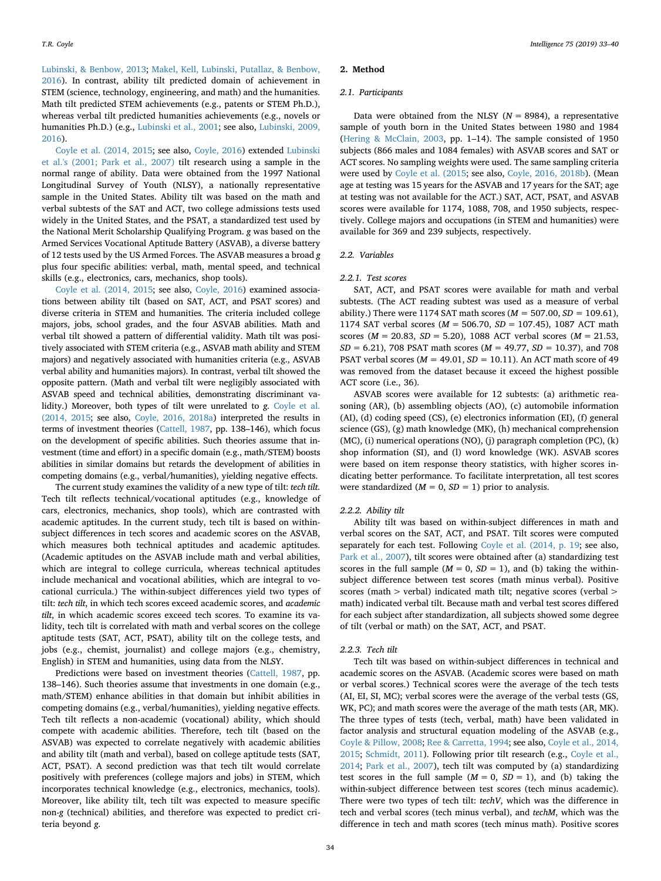Lubinski, & Benbow, 2013; Makel, Kell, Lubinski, Putallaz, & Benbow, 2016). In contrast, ability tilt predicted domain of achievement in STEM (science, technology, engineering, and math) and the humanities. Math tilt predicted STEM achievements (e.g., patents or STEM Ph.D.), whereas verbal tilt predicted humanities achievements (e.g., novels or humanities Ph.D.) (e.g., Lubinski et al., 2001; see also, Lubinski, 2009, 2016).

Coyle et al. (2014, 2015; see also, Coyle, 2016) extended Lubinski et al.'s (2001; Park et al., 2007) tilt research using a sample in the normal range of ability. Data were obtained from the 1997 National Longitudinal Survey of Youth (NLSY), a nationally representative sample in the United States. Ability tilt was based on the math and verbal subtests of the SAT and ACT, two college admissions tests used widely in the United States, and the PSAT, a standardized test used by the National Merit Scholarship Qualifying Program. *g* was based on the Armed Services Vocational Aptitude Battery (ASVAB), a diverse battery of 12 tests used by the US Armed Forces. The ASVAB measures a broad *g* plus four specific abilities: verbal, math, mental speed, and technical skills (e.g., electronics, cars, mechanics, shop tools).

Coyle et al. (2014, 2015; see also, Coyle, 2016) examined associations between ability tilt (based on SAT, ACT, and PSAT scores) and diverse criteria in STEM and humanities. The criteria included college majors, jobs, school grades, and the four ASVAB abilities. Math and verbal tilt showed a pattern of differential validity. Math tilt was positively associated with STEM criteria (e.g., ASVAB math ability and STEM majors) and negatively associated with humanities criteria (e.g., ASVAB verbal ability and humanities majors). In contrast, verbal tilt showed the opposite pattern. (Math and verbal tilt were negligibly associated with ASVAB speed and technical abilities, demonstrating discriminant validity.) Moreover, both types of tilt were unrelated to *g*. Coyle et al. (2014, 2015; see also, Coyle, 2016, 2018a) interpreted the results in terms of investment theories (Cattell, 1987, pp. 138–146), which focus on the development of specific abilities. Such theories assume that investment (time and effort) in a specific domain (e.g., math/STEM) boosts abilities in similar domains but retards the development of abilities in competing domains (e.g., verbal/humanities), yielding negative effects.

The current study examines the validity of a new type of tilt: *tech tilt*. Tech tilt reflects technical/vocational aptitudes (e.g., knowledge of cars, electronics, mechanics, shop tools), which are contrasted with academic aptitudes. In the current study, tech tilt is based on within-subject differences in tech scores and academic scores on the ASVAB, which measures both technical aptitudes and academic aptitudes. (Academic aptitudes on the ASVAB include math and verbal abilities, which are integral to college curricula, whereas technical aptitudes include mechanical and vocational abilities, which are integral to vocational curricula.) The within-subject differences yield two types of tilt: *tech tilt*, in which tech scores exceed academic scores, and *academic tilt*, in which academic scores exceed tech scores. To examine its validity, tech tilt is correlated with math and verbal scores on the college aptitude tests (SAT, ACT, PSAT), ability tilt on the college tests, and jobs (e.g., chemist, journalist) and college majors (e.g., chemistry, English) in STEM and humanities, using data from the NLSY.

Predictions were based on investment theories (Cattell, 1987, pp. 138–146). Such theories assume that investments in one domain (e.g., math/STEM) enhance abilities in that domain but inhibit abilities in competing domains (e.g., verbal/humanities), yielding negative effects. Tech tilt reflects a non-academic (vocational) ability, which should compete with academic abilities. Therefore, tech tilt (based on the ASVAB) was expected to correlate negatively with academic abilities and ability tilt (math and verbal), based on college aptitude tests (SAT, ACT, PSAT). A second prediction was that tech tilt would correlate positively with preferences (college majors and jobs) in STEM, which incorporates technical knowledge (e.g., electronics, mechanics, tools). Moreover, like ability tilt, tech tilt was expected to measure specific non-*g* (technical) abilities, and therefore was expected to predict criteria beyond *g*.

## 2. Method

### 2.1. Participants

Data were obtained from the NLSY ($N = 8984$), a representative sample of youth born in the United States between 1980 and 1984 (Hering & McClain, 2003, pp. 1–14). The sample consisted of 1950 subjects (866 males and 1084 females) with ASVAB scores and SAT or ACT scores. No sampling weights were used. The same sampling criteria were used by Coyle et al. (2015; see also, Coyle, 2016, 2018b). (Mean age at testing was 15 years for the ASVAB and 17 years for the SAT; age at testing was not available for the ACT.) SAT, ACT, PSAT, and ASVAB scores were available for 1174, 1088, 708, and 1950 subjects, respectively. College majors and occupations (in STEM and humanities) were available for 369 and 239 subjects, respectively.

### 2.2. Variables

#### 2.2.1. Test scores

SAT, ACT, and PSAT scores were available for math and verbal subtests. (The ACT reading subtest was used as a measure of verbal ability.) There were 1174 SAT math scores ($M = 507.00$, $SD = 109.61$), 1174 SAT verbal scores ($M = 506.70$, $SD = 107.45$), 1087 ACT math scores ($M = 20.83$, $SD = 5.20$), 1088 ACT verbal scores ($M = 21.53$, $SD = 6.21$), 708 PSAT math scores ($M = 49.77$, $SD = 10.37$), and 708 PSAT verbal scores ($M = 49.01$, $SD = 10.11$). An ACT math score of 49 was removed from the dataset because it exceed the highest possible ACT score (i.e., 36).

ASVAB scores were available for 12 subtests: (a) arithmetic reasoning (AR), (b) assembling objects (AO), (c) automobile information (AI), (d) coding speed (CS), (e) electronics information (EI), (f) general science (GS), (g) math knowledge (MK), (h) mechanical comprehension (MC), (i) numerical operations (NO), (j) paragraph completion (PC), (k) shop information (SI), and (l) word knowledge (WK). ASVAB scores were based on item response theory statistics, with higher scores indicating better performance. To facilitate interpretation, all test scores were standardized ($M = 0$, $SD = 1$) prior to analysis.

#### 2.2.2. Ability tilt

Ability tilt was based on within-subject differences in math and verbal scores on the SAT, ACT, and PSAT. Tilt scores were computed separately for each test. Following Coyle et al. (2014, p. 19; see also, Park et al., 2007), tilt scores were obtained after (a) standardizing test scores in the full sample ($M = 0$, $SD = 1$), and (b) taking the within-subject difference between test scores (math minus verbal). Positive scores (math > verbal) indicated math tilt; negative scores (verbal > math) indicated verbal tilt. Because math and verbal test scores differed for each subject after standardization, all subjects showed some degree of tilt (verbal or math) on the SAT, ACT, and PSAT.

#### 2.2.3. Tech tilt

Tech tilt was based on within-subject differences in technical and academic scores on the ASVAB. (Academic scores were based on math or verbal scores.) Technical scores were the average of the tech tests (AI, EI, SI, MC); verbal scores were the average of the verbal tests (GS, WK, PC); and math scores were the average of the math tests (AR, MK). The three types of tests (tech, verbal, math) have been validated in factor analysis and structural equation modeling of the ASVAB (e.g., Coyle & Pillow, 2008; Ree & Carretta, 1994; see also, Coyle et al., 2014, 2015; Schmidt, 2011). Following prior tilt research (e.g., Coyle et al., 2014; Park et al., 2007), tech tilt was computed by (a) standardizing test scores in the full sample ($M = 0$, $SD = 1$), and (b) taking the within-subject difference between test scores (tech minus academic). There were two types of tech tilt: *techV*, which was the difference in tech and verbal scores (tech minus verbal), and *techM*, which was the difference in tech and math scores (tech minus math). Positive scores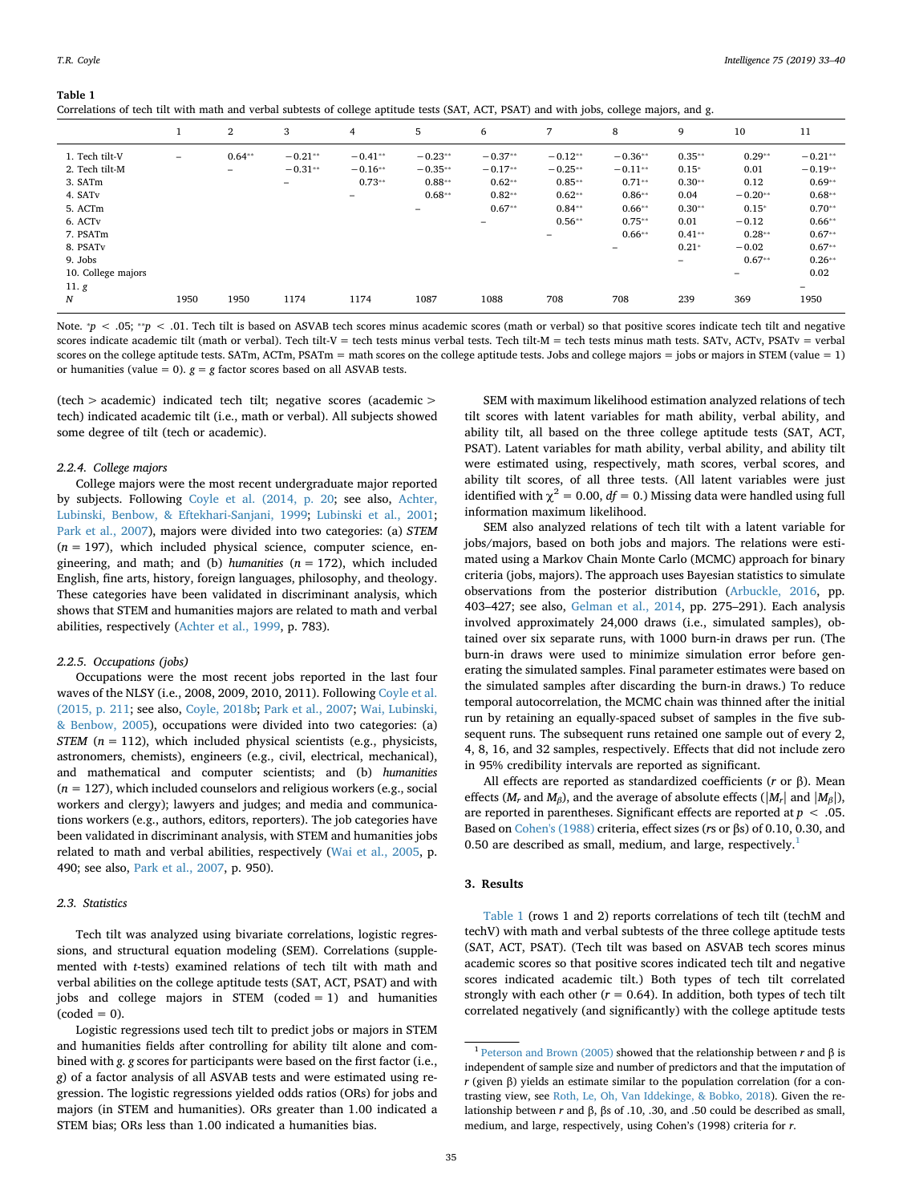**Table 1**
Correlations of tech tilt with math and verbal subtests of college aptitude tests (SAT, ACT, PSAT) and with jobs, college majors, and g.

| | 1 | 2 | 3 | 4 | 5 | 6 | 7 | 8 | 9 | 10 | 11 |
|---|---|---|---|---|---|---|---|---|---|---|---|
| 1. Tech tilt-V | – | 0.64** | −0.21** | −0.41** | −0.23** | −0.37** | −0.12** | −0.36** | 0.35** | 0.29** | −0.21** |
| 2. Tech tilt-M | | – | −0.31** | −0.16** | −0.35** | −0.17** | −0.25** | −0.11** | 0.15* | 0.01 | −0.19** |
| 3. SATm | | | – | 0.73** | 0.88** | 0.62** | 0.85** | 0.71** | 0.30** | 0.12 | 0.69** |
| 4. SATv | | | | – | 0.68** | 0.82** | 0.62** | 0.86** | 0.04 | −0.20** | 0.68** |
| 5. ACTm | | | | | – | 0.67** | 0.84** | 0.66** | 0.30** | 0.15* | 0.70** |
| 6. ACTv | | | | | | – | 0.56** | 0.75** | 0.01 | −0.12 | 0.66** |
| 7. PSATm | | | | | | | – | 0.66** | 0.41** | 0.28** | 0.67** |
| 8. PSATv | | | | | | | | – | 0.21* | −0.02 | 0.67** |
| 9. Jobs | | | | | | | | | – | 0.67** | 0.26** |
| 10. College majors | | | | | | | | | | – | 0.02 |
| 11. *g* | | | | | | | | | | | – |
| *N* | 1950 | 1950 | 1174 | 1174 | 1087 | 1088 | 708 | 708 | 239 | 369 | 1950 |

Note. *$p < .05$; **$p < .01$. Tech tilt is based on ASVAB tech scores minus academic scores (math or verbal) so that positive scores indicate tech tilt and negative scores indicate academic tilt (math or verbal). Tech tilt-V = tech tests minus verbal tests. Tech tilt-M = tech tests minus math tests. SATv, ACTv, PSATv = verbal scores on the college aptitude tests. SATm, ACTm, PSATm = math scores on the college aptitude tests. Jobs and college majors = jobs or majors in STEM (value = 1) or humanities (value = 0). *g* = *g* factor scores based on all ASVAB tests.

(tech > academic) indicated tech tilt; negative scores (academic > tech) indicated academic tilt (i.e., math or verbal). All subjects showed some degree of tilt (tech or academic).

#### 2.2.4. College majors

College majors were the most recent undergraduate major reported by subjects. Following Coyle et al. (2014, p. 20; see also, Achter, Lubinski, Benbow, & Eftekhari-Sanjani, 1999; Lubinski et al., 2001; Park et al., 2007), majors were divided into two categories: (a) *STEM* ($n = 197$), which included physical science, computer science, engineering, and math; and (b) *humanities* ($n = 172$), which included English, fine arts, history, foreign languages, philosophy, and theology. These categories have been validated in discriminant analysis, which shows that STEM and humanities majors are related to math and verbal abilities, respectively (Achter et al., 1999, p. 783).

#### 2.2.5. Occupations (jobs)

Occupations were the most recent jobs reported in the last four waves of the NLSY (i.e., 2008, 2009, 2010, 2011). Following Coyle et al. (2015, p. 211; see also, Coyle, 2018b; Park et al., 2007; Wai, Lubinski, & Benbow, 2005), occupations were divided into two categories: (a) *STEM* ($n = 112$), which included physical scientists (e.g., physicists, astronomers, chemists), engineers (e.g., civil, electrical, mechanical), and mathematical and computer scientists; and (b) *humanities* ($n = 127$), which included counselors and religious workers (e.g., social workers and clergy); lawyers and judges; and media and communications workers (e.g., authors, editors, reporters). The job categories have been validated in discriminant analysis, with STEM and humanities jobs related to math and verbal abilities, respectively (Wai et al., 2005, p. 490; see also, Park et al., 2007, p. 950).

### 2.3. Statistics

Tech tilt was analyzed using bivariate correlations, logistic regressions, and structural equation modeling (SEM). Correlations (supplemented with *t*-tests) examined relations of tech tilt with math and verbal abilities on the college aptitude tests (SAT, ACT, PSAT) and with jobs and college majors in STEM (coded = 1) and humanities (coded = 0).

Logistic regressions used tech tilt to predict jobs or majors in STEM and humanities fields after controlling for ability tilt alone and combined with *g*. *g* scores for participants were based on the first factor (i.e., *g*) of a factor analysis of all ASVAB tests and were estimated using regression. The logistic regressions yielded odds ratios (ORs) for jobs and majors (in STEM and humanities). ORs greater than 1.00 indicated a STEM bias; ORs less than 1.00 indicated a humanities bias.

SEM with maximum likelihood estimation analyzed relations of tech tilt scores with latent variables for math ability, verbal ability, and ability tilt, all based on the three college aptitude tests (SAT, ACT, PSAT). Latent variables for math ability, verbal ability, and ability tilt were estimated using, respectively, math scores, verbal scores, and ability tilt scores, of all three tests. (All latent variables were just identified with $\chi^2 = 0.00$, $df = 0$.) Missing data were handled using full information maximum likelihood.

SEM also analyzed relations of tech tilt with a latent variable for jobs/majors, based on both jobs and majors. The relations were estimated using a Markov Chain Monte Carlo (MCMC) approach for binary criteria (jobs, majors). The approach uses Bayesian statistics to simulate observations from the posterior distribution (Arbuckle, 2016, pp. 403–427; see also, Gelman et al., 2014, pp. 275–291). Each analysis involved approximately 24,000 draws (i.e., simulated samples), obtained over six separate runs, with 1000 burn-in draws per run. (The burn-in draws were used to minimize simulation error before generating the simulated samples. Final parameter estimates were based on the simulated samples after discarding the burn-in draws.) To reduce temporal autocorrelation, the MCMC chain was thinned after the initial run by retaining an equally-spaced subset of samples in the five subsequent runs. The subsequent runs retained one sample out of every 2, 4, 8, 16, and 32 samples, respectively. Effects that did not include zero in 95% credibility intervals are reported as significant.

All effects are reported as standardized coefficients (*r* or β). Mean effects ($M_r$ and $M_\beta$), and the average of absolute effects ($|M_r|$ and $|M_\beta|$), are reported in parentheses. Significant effects are reported at $p < .05$. Based on Cohen's (1988) criteria, effect sizes (*r*s or βs) of 0.10, 0.30, and 0.50 are described as small, medium, and large, respectively.[1]

## 3. Results

Table 1 (rows 1 and 2) reports correlations of tech tilt (techM and techV) with math and verbal subtests of the three college aptitude tests (SAT, ACT, PSAT). (Tech tilt was based on ASVAB tech scores minus academic scores so that positive scores indicated tech tilt and negative scores indicated academic tilt.) Both types of tech tilt correlated strongly with each other ($r = 0.64$). In addition, both types of tech tilt correlated negatively (and significantly) with the college aptitude tests

[1] Peterson and Brown (2005) showed that the relationship between *r* and β is independent of sample size and number of predictors and that the imputation of *r* (given β) yields an estimate similar to the population correlation (for a contrasting view, see Roth, Le, Oh, Van Iddekinge, & Bobko, 2018). Given the relationship between *r* and β, βs of .10, .30, and .50 could be described as small, medium, and large, respectively, using Cohen's (1998) criteria for *r*.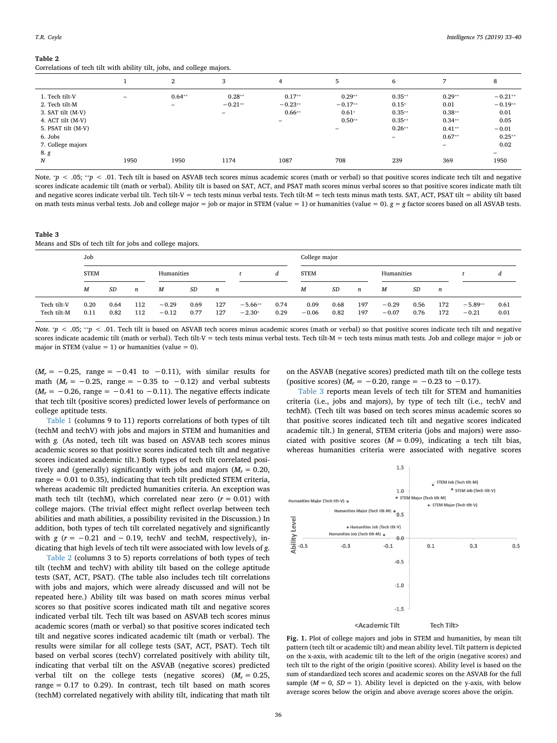**Table 2**
Correlations of tech tilt with ability tilt, jobs, and college majors.

| | 1 | 2 | 3 | 4 | 5 | 6 | 7 | 8 |
|---|---|---|---|---|---|---|---|---|
| 1. Tech tilt-V | – | 0.64** | 0.28** | 0.17** | 0.29** | 0.35** | 0.29** | −0.21** |
| 2. Tech tilt-M | | – | −0.21** | −0.23** | −0.17** | 0.15* | 0.01 | −0.19** |
| 3. SAT tilt (M-V) | | | – | 0.66** | 0.61* | 0.35** | 0.38** | 0.01 |
| 4. ACT tilt (M-V) | | | | – | 0.50** | 0.35** | 0.34** | 0.05 |
| 5. PSAT tilt (M-V) | | | | | – | 0.26** | 0.41** | −0.01 |
| 6. Jobs | | | | | | – | 0.67** | 0.25** |
| 7. College majors | | | | | | | – | 0.02 |
| 8. *g* | | | | | | | | – |
| *N* | 1950 | 1950 | 1174 | 1087 | 708 | 239 | 369 | 1950 |

Note. \*$p < .05$; \*\*$p < .01$. Tech tilt is based on ASVAB tech scores minus academic scores (math or verbal) so that positive scores indicate tech tilt and negative scores indicate academic tilt (math or verbal). Ability tilt is based on SAT, ACT, and PSAT math scores minus verbal scores so that positive scores indicate math tilt and negative scores indicate verbal tilt. Tech tilt-V = tech tests minus verbal tests. Tech tilt-M = tech tests minus math tests. SAT, ACT, PSAT tilt = ability tilt based on math tests minus verbal tests. Job and college major = job or major in STEM (value = 1) or humanities (value = 0). *g* = *g* factor scores based on all ASVAB tests.

**Table 3**
Means and SDs of tech tilt for jobs and college majors.

| | Job | | | | | | | | College major | | | | | | | |
|---|---|---|---|---|---|---|---|---|---|---|---|---|---|---|---|---|
| | STEM | | | Humanities | | | *t* | *d* | STEM | | | Humanities | | | *t* | *d* |
| | *M* | *SD* | *n* | *M* | *SD* | *n* | | | *M* | *SD* | *n* | *M* | *SD* | *n* | | |
| Tech tilt-V | 0.20 | 0.64 | 112 | −0.29 | 0.69 | 127 | −5.66** | 0.74 | 0.09 | 0.68 | 197 | −0.29 | 0.56 | 172 | −5.89** | 0.61 |
| Tech tilt-M | 0.11 | 0.82 | 112 | −0.12 | 0.77 | 127 | −2.30* | 0.29 | −0.06 | 0.82 | 197 | −0.07 | 0.76 | 172 | −0.21 | 0.01 |

*Note.* \*$p < .05$; \*\*$p < .01$. Tech tilt is based on ASVAB tech scores minus academic scores (math or verbal) so that positive scores indicate tech tilt and negative scores indicate academic tilt (math or verbal). Tech tilt-V = tech tests minus verbal tests. Tech tilt-M = tech tests minus math tests. Job and college major = job or major in STEM (value = 1) or humanities (value = 0).

($M_r = -0.25$, range = −0.41 to −0.11), with similar results for math ($M_r = -0.25$, range = −0.35 to −0.12) and verbal subtests ($M_r = -0.26$, range = −0.41 to −0.11). The negative effects indicate that tech tilt (positive scores) predicted lower levels of performance on college aptitude tests.

Table 1 (columns 9 to 11) reports correlations of both types of tilt (techM and techV) with jobs and majors in STEM and humanities and with *g*. (As noted, tech tilt was based on ASVAB tech scores minus academic scores so that positive scores indicated tech tilt and negative scores indicated academic tilt.) Both types of tech tilt correlated positively and (generally) significantly with jobs and majors ($M_r = 0.20$, range = 0.01 to 0.35), indicating that tech tilt predicted STEM criteria, whereas academic tilt predicted humanities criteria. An exception was math tech tilt (techM), which correlated near zero ($r = 0.01$) with college majors. (The trivial effect might reflect overlap between tech abilities and math abilities, a possibility revisited in the Discussion.) In addition, both types of tech tilt correlated negatively and significantly with *g* ($r = -0.21$ and $-0.19$, techV and techM, respectively), indicating that high levels of tech tilt were associated with low levels of *g*.

Table 2 (columns 3 to 5) reports correlations of both types of tech tilt (techM and techV) with ability tilt based on the college aptitude tests (SAT, ACT, PSAT). (The table also includes tech tilt correlations with jobs and majors, which were already discussed and will not be repeated here.) Ability tilt was based on math scores minus verbal scores so that positive scores indicated math tilt and negative scores indicated verbal tilt. Tech tilt was based on ASVAB tech scores minus academic scores (math or verbal) so that positive scores indicated tech tilt and negative scores indicated academic tilt (math or verbal). The results were similar for all college tests (SAT, ACT, PSAT). Tech tilt based on verbal scores (techV) correlated positively with ability tilt, indicating that verbal tilt on the ASVAB (negative scores) predicted verbal tilt on the college tests (negative scores) ($M_r = 0.25$, range = 0.17 to 0.29). In contrast, tech tilt based on math scores (techM) correlated negatively with ability tilt, indicating that math tilt on the ASVAB (negative scores) predicted math tilt on the college tests (positive scores) ($M_r = -0.20$, range = −0.23 to −0.17).

Table 3 reports mean levels of tech tilt for STEM and humanities criteria (i.e., jobs and majors), by type of tech tilt (i.e., techV and techM). (Tech tilt was based on tech scores minus academic scores so that positive scores indicated tech tilt and negative scores indicated academic tilt.) In general, STEM criteria (jobs and majors) were associated with positive scores ($M = 0.09$), indicating a tech tilt bias, whereas humanities criteria were associated with negative scores

**Fig. 1.** Plot of college majors and jobs in STEM and humanities, by mean tilt pattern (tech tilt or academic tilt) and mean ability level. Tilt pattern is depicted on the x-axis, with academic tilt to the left of the origin (negative scores) and tech tilt to the right of the origin (positive scores). Ability level is based on the sum of standardized tech scores and academic scores on the ASVAB for the full sample ($M = 0$, $SD = 1$). Ability level is depicted on the y-axis, with below average scores below the origin and above average scores above the origin.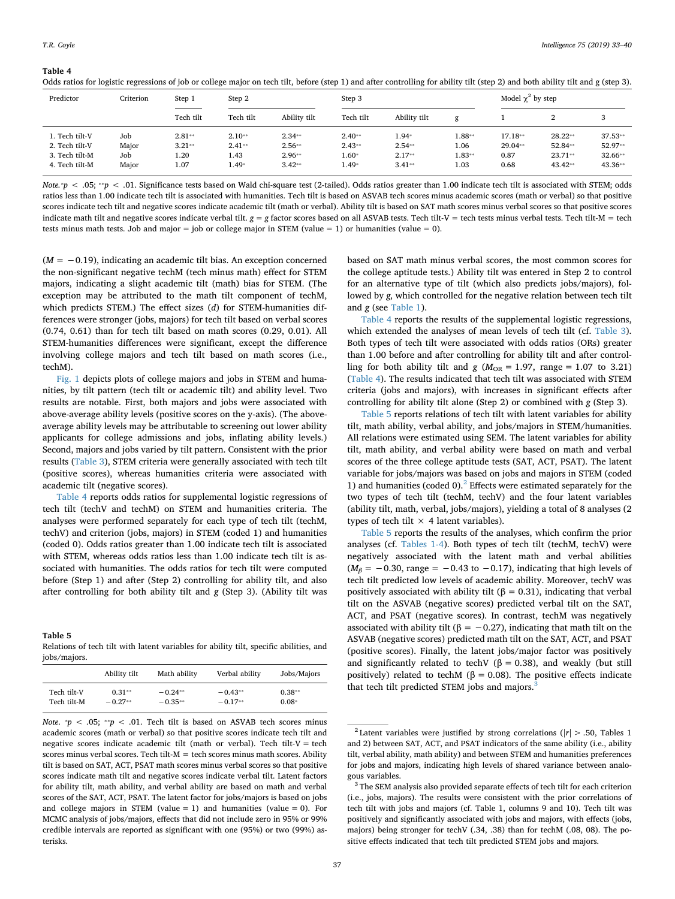**Table 4**

Odds ratios for logistic regressions of job or college major on tech tilt, before (step 1) and after controlling for ability tilt (step 2) and both ability tilt and g (step 3).

| Predictor | Criterion | Step 1 | Step 2 | | Step 3 | | | Model $\chi^2$ by step | | |
|---|---|---|---|---|---|---|---|---|---|---|
| | | Tech tilt | Tech tilt | Ability tilt | Tech tilt | Ability tilt | g | 1 | 2 | 3 |
| 1. Tech tilt-V | Job | 2.81** | 2.10** | 2.34** | 2.40** | 1.94* | 1.88** | 17.18** | 28.22** | 37.53** |
| 2. Tech tilt-V | Major | 3.21** | 2.41** | 2.56** | 2.43** | 2.54** | 1.06 | 29.04** | 52.84** | 52.97** |
| 3. Tech tilt-M | Job | 1.20 | 1.43 | 2.96** | 1.60* | 2.17** | 1.83** | 0.87 | 23.71** | 32.66** |
| 4. Tech tilt-M | Major | 1.07 | 1.49* | 3.42** | 1.49* | 3.41** | 1.03 | 0.68 | 43.42** | 43.36** |

*Note.* *$p < .05$; **$p < .01$. Significance tests based on Wald chi-square test (2-tailed). Odds ratios greater than 1.00 indicate tech tilt is associated with STEM; odds ratios less than 1.00 indicate tech tilt is associated with humanities. Tech tilt is based on ASVAB tech scores minus academic scores (math or verbal) so that positive scores indicate tech tilt and negative scores indicate academic tilt (math or verbal). Ability tilt is based on SAT math scores minus verbal scores so that positive scores indicate math tilt and negative scores indicate verbal tilt. $g = g$ factor scores based on all ASVAB tests. Tech tilt-V = tech tests minus verbal tests. Tech tilt-M = tech tests minus math tests. Job and major = job or college major in STEM (value = 1) or humanities (value = 0).

($M = -0.19$), indicating an academic tilt bias. An exception concerned the non-significant negative techM (tech minus math) effect for STEM majors, indicating a slight academic tilt (math) bias for STEM. (The exception may be attributed to the math tilt component of techM, which predicts STEM.) The effect sizes ($d$) for STEM-humanities differences were stronger (jobs, majors) for tech tilt based on verbal scores (0.74, 0.61) than for tech tilt based on math scores (0.29, 0.01). All STEM-humanities differences were significant, except the difference involving college majors and tech tilt based on math scores (i.e., techM).

Fig. 1 depicts plots of college majors and jobs in STEM and humanities, by tilt pattern (tech tilt or academic tilt) and ability level. Two results are notable. First, both majors and jobs were associated with above-average ability levels (positive scores on the y-axis). (The above-average ability levels may be attributable to screening out lower ability applicants for college admissions and jobs, inflating ability levels.) Second, majors and jobs varied by tilt pattern. Consistent with the prior results (Table 3), STEM criteria were generally associated with tech tilt (positive scores), whereas humanities criteria were associated with academic tilt (negative scores).

Table 4 reports odds ratios for supplemental logistic regressions of tech tilt (techV and techM) on STEM and humanities criteria. The analyses were performed separately for each type of tech tilt (techM, techV) and criterion (jobs, majors) in STEM (coded 1) and humanities (coded 0). Odds ratios greater than 1.00 indicate tech tilt is associated with STEM, whereas odds ratios less than 1.00 indicate tech tilt is associated with humanities. The odds ratios for tech tilt were computed before (Step 1) and after (Step 2) controlling for ability tilt, and also after controlling for both ability tilt and g (Step 3). (Ability tilt was based on SAT math minus verbal scores, the most common scores for the college aptitude tests.) Ability tilt was entered in Step 2 to control for an alternative type of tilt (which also predicts jobs/majors), followed by g, which controlled for the negative relation between tech tilt and g (see Table 1).

Table 4 reports the results of the supplemental logistic regressions, which extended the analyses of mean levels of tech tilt (cf. Table 3). Both types of tech tilt were associated with odds ratios (ORs) greater than 1.00 before and after controlling for ability tilt and after controlling for both ability tilt and g ($M_{OR} = 1.97$, range = 1.07 to 3.21) (Table 4). The results indicated that tech tilt was associated with STEM criteria (jobs and majors), with increases in significant effects after controlling for ability tilt alone (Step 2) or combined with g (Step 3).

Table 5 reports relations of tech tilt with latent variables for ability tilt, math ability, verbal ability, and jobs/majors in STEM/humanities. All relations were estimated using SEM. The latent variables for ability tilt, math ability, and verbal ability were based on math and verbal scores of the three college aptitude tests (SAT, ACT, PSAT). The latent variable for jobs/majors was based on jobs and majors in STEM (coded 1) and humanities (coded 0).[2] Effects were estimated separately for the two types of tech tilt (techM, techV) and the four latent variables (ability tilt, math, verbal, jobs/majors), yielding a total of 8 analyses (2 types of tech tilt × 4 latent variables).

Table 5 reports the results of the analyses, which confirm the prior analyses (cf. Tables 1-4). Both types of tech tilt (techM, techV) were negatively associated with the latent math and verbal abilities ($M_\beta = -0.30$, range = $-0.43$ to $-0.17$), indicating that high levels of tech tilt predicted low levels of academic ability. Moreover, techV was positively associated with ability tilt ($\beta = 0.31$), indicating that verbal tilt on the ASVAB (negative scores) predicted verbal tilt on the SAT, ACT, and PSAT (negative scores). In contrast, techM was negatively associated with ability tilt ($\beta = -0.27$), indicating that math tilt on the ASVAB (negative scores) predicted math tilt on the SAT, ACT, and PSAT (positive scores). Finally, the latent jobs/major factor was positively and significantly related to techV ($\beta = 0.38$), and weakly (but still positively) related to techM ($\beta = 0.08$). The positive effects indicate that tech tilt predicted STEM jobs and majors.[3]

**Table 5**

Relations of tech tilt with latent variables for ability tilt, specific abilities, and jobs/majors.

| | Ability tilt | Math ability | Verbal ability | Jobs/Majors |
|---|---|---|---|---|
| Tech tilt-V | 0.31** | −0.24** | −0.43** | 0.38** |
| Tech tilt-M | −0.27** | −0.35** | −0.17** | 0.08* |

*Note.* *$p < .05$; **$p < .01$. Tech tilt is based on ASVAB tech scores minus academic scores (math or verbal) so that positive scores indicate tech tilt and negative scores indicate academic tilt (math or verbal). Tech tilt-V = tech scores minus verbal scores. Tech tilt-M = tech scores minus math scores. Ability tilt is based on SAT, ACT, PSAT math scores minus verbal scores so that positive scores indicate math tilt and negative scores indicate verbal tilt. Latent factors for ability tilt, math ability, and verbal ability are based on math and verbal scores of the SAT, ACT, PSAT. The latent factor for jobs/majors is based on jobs and college majors in STEM (value = 1) and humanities (value = 0). For MCMC analysis of jobs/majors, effects that did not include zero in 95% or 99% credible intervals are reported as significant with one (95%) or two (99%) asterisks.

[2] Latent variables were justified by strong correlations ($|r| > .50$, Tables 1 and 2) between SAT, ACT, and PSAT indicators of the same ability (i.e., ability tilt, verbal ability, math ability) and between STEM and humanities preferences for jobs and majors, indicating high levels of shared variance between analogous variables.

[3] The SEM analysis also provided separate effects of tech tilt for each criterion (i.e., jobs, majors). The results were consistent with the prior correlations of tech tilt with jobs and majors (cf. Table 1, columns 9 and 10). Tech tilt was positively and significantly associated with jobs and majors, with effects (jobs, majors) being stronger for techV (.34, .38) than for techM (.08, 08). The positive effects indicated that tech tilt predicted STEM jobs and majors.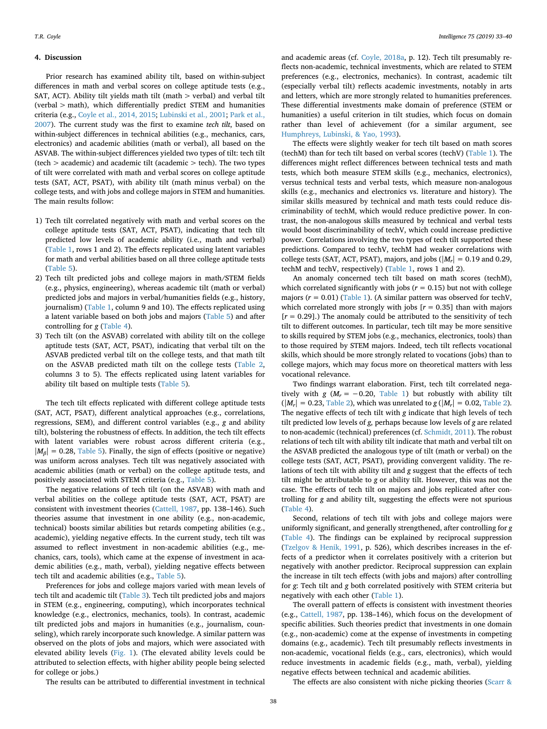## 4. Discussion

Prior research has examined ability tilt, based on within-subject differences in math and verbal scores on college aptitude tests (e.g., SAT, ACT). Ability tilt yields math tilt (math > verbal) and verbal tilt (verbal > math), which differentially predict STEM and humanities criteria (e.g., Coyle et al., 2014, 2015; Lubinski et al., 2001; Park et al., 2007). The current study was the first to examine *tech tilt*, based on within-subject differences in technical abilities (e.g., mechanics, cars, electronics) and academic abilities (math or verbal), all based on the ASVAB. The within-subject differences yielded two types of tilt: tech tilt (tech > academic) and academic tilt (academic > tech). The two types of tilt were correlated with math and verbal scores on college aptitude tests (SAT, ACT, PSAT), with ability tilt (math minus verbal) on the college tests, and with jobs and college majors in STEM and humanities. The main results follow:

1) Tech tilt correlated negatively with math and verbal scores on the college aptitude tests (SAT, ACT, PSAT), indicating that tech tilt predicted low levels of academic ability (i.e., math and verbal) (Table 1, rows 1 and 2). The effects replicated using latent variables for math and verbal abilities based on all three college aptitude tests (Table 5).
2) Tech tilt predicted jobs and college majors in math/STEM fields (e.g., physics, engineering), whereas academic tilt (math or verbal) predicted jobs and majors in verbal/humanities fields (e.g., history, journalism) (Table 1, column 9 and 10). The effects replicated using a latent variable based on both jobs and majors (Table 5) and after controlling for *g* (Table 4).
3) Tech tilt (on the ASVAB) correlated with ability tilt on the college aptitude tests (SAT, ACT, PSAT), indicating that verbal tilt on the ASVAB predicted verbal tilt on the college tests, and that math tilt on the ASVAB predicted math tilt on the college tests (Table 2, columns 3 to 5). The effects replicated using latent variables for ability tilt based on multiple tests (Table 5).

The tech tilt effects replicated with different college aptitude tests (SAT, ACT, PSAT), different analytical approaches (e.g., correlations, regressions, SEM), and different control variables (e.g., *g* and ability tilt), bolstering the robustness of effects. In addition, the tech tilt effects with latent variables were robust across different criteria (e.g., $|M_\beta| = 0.28$, Table 5). Finally, the sign of effects (positive or negative) was uniform across analyses. Tech tilt was negatively associated with academic abilities (math or verbal) on the college aptitude tests, and positively associated with STEM criteria (e.g., Table 5).

The negative relations of tech tilt (on the ASVAB) with math and verbal abilities on the college aptitude tests (SAT, ACT, PSAT) are consistent with investment theories (Cattell, 1987, pp. 138–146). Such theories assume that investment in one ability (e.g., non-academic, technical) boosts similar abilities but retards competing abilities (e.g., academic), yielding negative effects. In the current study, tech tilt was assumed to reflect investment in non-academic abilities (e.g., mechanics, cars, tools), which came at the expense of investment in academic abilities (e.g., math, verbal), yielding negative effects between tech tilt and academic abilities (e.g., Table 5).

Preferences for jobs and college majors varied with mean levels of tech tilt and academic tilt (Table 3). Tech tilt predicted jobs and majors in STEM (e.g., engineering, computing), which incorporates technical knowledge (e.g., electronics, mechanics, tools). In contrast, academic tilt predicted jobs and majors in humanities (e.g., journalism, counseling), which rarely incorporate such knowledge. A similar pattern was observed on the plots of jobs and majors, which were associated with elevated ability levels (Fig. 1). (The elevated ability levels could be attributed to selection effects, with higher ability people being selected for college or jobs.)

The results can be attributed to differential investment in technical and academic areas (cf. Coyle, 2018a, p. 12). Tech tilt presumably reflects non-academic, technical investments, which are related to STEM preferences (e.g., electronics, mechanics). In contrast, academic tilt (especially verbal tilt) reflects academic investments, notably in arts and letters, which are more strongly related to humanities preferences. These differential investments make domain of preference (STEM or humanities) a useful criterion in tilt studies, which focus on domain rather than level of achievement (for a similar argument, see Humphreys, Lubinski, & Yao, 1993).

The effects were slightly weaker for tech tilt based on math scores (techM) than for tech tilt based on verbal scores (techV) (Table 1). The differences might reflect differences between technical tests and math tests, which both measure STEM skills (e.g., mechanics, electronics), versus technical tests and verbal tests, which measure non-analogous skills (e.g., mechanics and electronics vs. literature and history). The similar skills measured by technical and math tests could reduce discriminability of techM, which would reduce predictive power. In contrast, the non-analogous skills measured by technical and verbal tests would boost discriminability of techV, which could increase predictive power. Correlations involving the two types of tech tilt supported these predictions. Compared to techV, techM had weaker correlations with college tests (SAT, ACT, PSAT), majors, and jobs ($|M_r| = 0.19$ and 0.29, techM and techV, respectively) (Table 1, rows 1 and 2).

An anomaly concerned tech tilt based on math scores (techM), which correlated significantly with jobs ($r = 0.15$) but not with college majors ($r = 0.01$) (Table 1). (A similar pattern was observed for techV, which correlated more strongly with jobs [$r = 0.35$] than with majors [$r = 0.29$].) The anomaly could be attributed to the sensitivity of tech tilt to different outcomes. In particular, tech tilt may be more sensitive to skills required by STEM jobs (e.g., mechanics, electronics, tools) than to those required by STEM majors. Indeed, tech tilt reflects vocational skills, which should be more strongly related to vocations (jobs) than to college majors, which may focus more on theoretical matters with less vocational relevance.

Two findings warrant elaboration. First, tech tilt correlated negatively with *g* ($M_r = -0.20$, Table 1) but robustly with ability tilt ($|M_r| = 0.23$, Table 2), which was unrelated to *g* ($|M_r| = 0.02$, Table 2). The negative effects of tech tilt with *g* indicate that high levels of tech tilt predicted low levels of *g*, perhaps because low levels of *g* are related to non-academic (technical) preferences (cf. Schmidt, 2011). The robust relations of tech tilt with ability tilt indicate that math and verbal tilt on the ASVAB predicted the analogous type of tilt (math or verbal) on the college tests (SAT, ACT, PSAT), providing convergent validity. The relations of tech tilt with ability tilt and *g* suggest that the effects of tech tilt might be attributable to *g* or ability tilt. However, this was not the case. The effects of tech tilt on majors and jobs replicated after controlling for *g* and ability tilt, suggesting the effects were not spurious (Table 4).

Second, relations of tech tilt with jobs and college majors were uniformly significant, and generally strengthened, after controlling for *g* (Table 4). The findings can be explained by reciprocal suppression (Tzelgov & Henik, 1991, p. 526), which describes increases in the effects of a predictor when it correlates positively with a criterion but negatively with another predictor. Reciprocal suppression can explain the increase in tilt tech effects (with jobs and majors) after controlling for *g*: Tech tilt and *g* both correlated positively with STEM criteria but negatively with each other (Table 1).

The overall pattern of effects is consistent with investment theories (e.g., Cattell, 1987, pp. 138–146), which focus on the development of specific abilities. Such theories predict that investments in one domain (e.g., non-academic) come at the expense of investments in competing domains (e.g., academic). Tech tilt presumably reflects investments in non-academic, vocational fields (e.g., cars, electronics), which would reduce investments in academic fields (e.g., math, verbal), yielding negative effects between technical and academic abilities.

The effects are also consistent with niche picking theories (Scarr &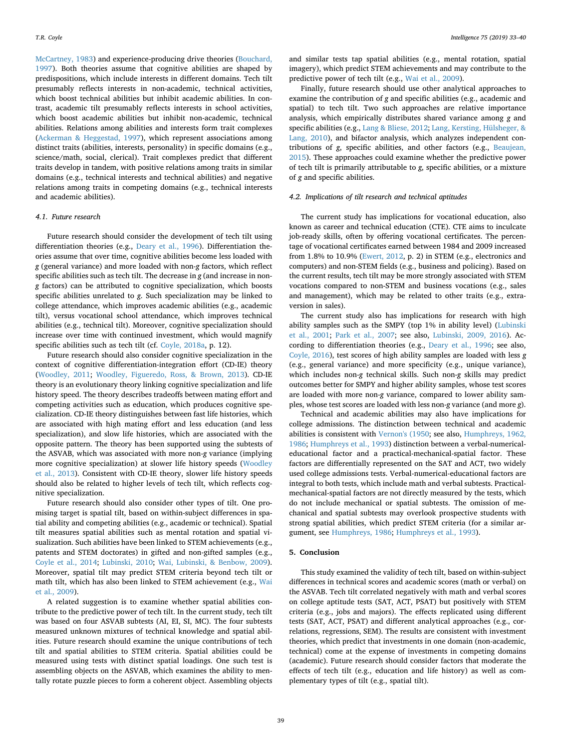McCartney, 1983) and experience-producing drive theories (Bouchard, 1997). Both theories assume that cognitive abilities are shaped by predispositions, which include interests in different domains. Tech tilt presumably reflects interests in non-academic, technical activities, which boost technical abilities but inhibit academic abilities. In contrast, academic tilt presumably reflects interests in school activities, which boost academic abilities but inhibit non-academic, technical abilities. Relations among abilities and interests form trait complexes (Ackerman & Heggestad, 1997), which represent associations among distinct traits (abilities, interests, personality) in specific domains (e.g., science/math, social, clerical). Trait complexes predict that different traits develop in tandem, with positive relations among traits in similar domains (e.g., technical interests and technical abilities) and negative relations among traits in competing domains (e.g., technical interests and academic abilities).

### 4.1. Future research

Future research should consider the development of tech tilt using differentiation theories (e.g., Deary et al., 1996). Differentiation theories assume that over time, cognitive abilities become less loaded with *g* (general variance) and more loaded with non-*g* factors, which reflect specific abilities such as tech tilt. The decrease in *g* (and increase in non-*g* factors) can be attributed to cognitive specialization, which boosts specific abilities unrelated to *g*. Such specialization may be linked to college attendance, which improves academic abilities (e.g., academic tilt), versus vocational school attendance, which improves technical abilities (e.g., technical tilt). Moreover, cognitive specialization should increase over time with continued investment, which would magnify specific abilities such as tech tilt (cf. Coyle, 2018a, p. 12).

Future research should also consider cognitive specialization in the context of cognitive differentiation-integration effort (CD-IE) theory (Woodley, 2011; Woodley, Figueredo, Ross, & Brown, 2013). CD-IE theory is an evolutionary theory linking cognitive specialization and life history speed. The theory describes tradeoffs between mating effort and competing activities such as education, which produces cognitive specialization. CD-IE theory distinguishes between fast life histories, which are associated with high mating effort and less education (and less specialization), and slow life histories, which are associated with the opposite pattern. The theory has been supported using the subtests of the ASVAB, which was associated with more non-*g* variance (implying more cognitive specialization) at slower life history speeds (Woodley et al., 2013). Consistent with CD-IE theory, slower life history speeds should also be related to higher levels of tech tilt, which reflects cognitive specialization.

Future research should also consider other types of tilt. One promising target is spatial tilt, based on within-subject differences in spatial ability and competing abilities (e.g., academic or technical). Spatial tilt measures spatial abilities such as mental rotation and spatial visualization. Such abilities have been linked to STEM achievements (e.g., patents and STEM doctorates) in gifted and non-gifted samples (e.g., Coyle et al., 2014; Lubinski, 2010; Wai, Lubinski, & Benbow, 2009). Moreover, spatial tilt may predict STEM criteria beyond tech tilt or math tilt, which has also been linked to STEM achievement (e.g., Wai et al., 2009).

A related suggestion is to examine whether spatial abilities contribute to the predictive power of tech tilt. In the current study, tech tilt was based on four ASVAB subtests (AI, EI, SI, MC). The four subtests measured unknown mixtures of technical knowledge and spatial abilities. Future research should examine the unique contributions of tech tilt and spatial abilities to STEM criteria. Spatial abilities could be measured using tests with distinct spatial loadings. One such test is assembling objects on the ASVAB, which examines the ability to mentally rotate puzzle pieces to form a coherent object. Assembling objects and similar tests tap spatial abilities (e.g., mental rotation, spatial imagery), which predict STEM achievements and may contribute to the predictive power of tech tilt (e.g., Wai et al., 2009).

Finally, future research should use other analytical approaches to examine the contribution of *g* and specific abilities (e.g., academic and spatial) to tech tilt. Two such approaches are relative importance analysis, which empirically distributes shared variance among *g* and specific abilities (e.g., Lang & Bliese, 2012; Lang, Kersting, Hülsheger, & Lang, 2010), and bifactor analysis, which analyzes independent contributions of *g*, specific abilities, and other factors (e.g., Beaujean, 2015). These approaches could examine whether the predictive power of tech tilt is primarily attributable to *g*, specific abilities, or a mixture of *g* and specific abilities.

### 4.2. Implications of tilt research and technical aptitudes

The current study has implications for vocational education, also known as career and technical education (CTE). CTE aims to inculcate job-ready skills, often by offering vocational certificates. The percentage of vocational certificates earned between 1984 and 2009 increased from 1.8% to 10.9% (Ewert, 2012, p. 2) in STEM (e.g., electronics and computers) and non-STEM fields (e.g., business and policing). Based on the current results, tech tilt may be more strongly associated with STEM vocations compared to non-STEM and business vocations (e.g., sales and management), which may be related to other traits (e.g., extraversion in sales).

The current study also has implications for research with high ability samples such as the SMPY (top 1% in ability level) (Lubinski et al., 2001; Park et al., 2007; see also, Lubinski, 2009, 2016). According to differentiation theories (e.g., Deary et al., 1996; see also, Coyle, 2016), test scores of high ability samples are loaded with less *g* (e.g., general variance) and more specificity (e.g., unique variance), which includes non-*g* technical skills. Such non-*g* skills may predict outcomes better for SMPY and higher ability samples, whose test scores are loaded with more non-*g* variance, compared to lower ability samples, whose test scores are loaded with less non-*g* variance (and more *g*).

Technical and academic abilities may also have implications for college admissions. The distinction between technical and academic abilities is consistent with Vernon's (1950; see also, Humphreys, 1962, 1986; Humphreys et al., 1993) distinction between a verbal-numerical-educational factor and a practical-mechanical-spatial factor. These factors are differentially represented on the SAT and ACT, two widely used college admissions tests. Verbal-numerical-educational factors are integral to both tests, which include math and verbal subtests. Practical-mechanical-spatial factors are not directly measured by the tests, which do not include mechanical or spatial subtests. The omission of mechanical and spatial subtests may overlook prospective students with strong spatial abilities, which predict STEM criteria (for a similar argument, see Humphreys, 1986; Humphreys et al., 1993).

## 5. Conclusion

This study examined the validity of tech tilt, based on within-subject differences in technical scores and academic scores (math or verbal) on the ASVAB. Tech tilt correlated negatively with math and verbal scores on college aptitude tests (SAT, ACT, PSAT) but positively with STEM criteria (e.g., jobs and majors). The effects replicated using different tests (SAT, ACT, PSAT) and different analytical approaches (e.g., correlations, regressions, SEM). The results are consistent with investment theories, which predict that investments in one domain (non-academic, technical) come at the expense of investments in competing domains (academic). Future research should consider factors that moderate the effects of tech tilt (e.g., education and life history) as well as complementary types of tilt (e.g., spatial tilt).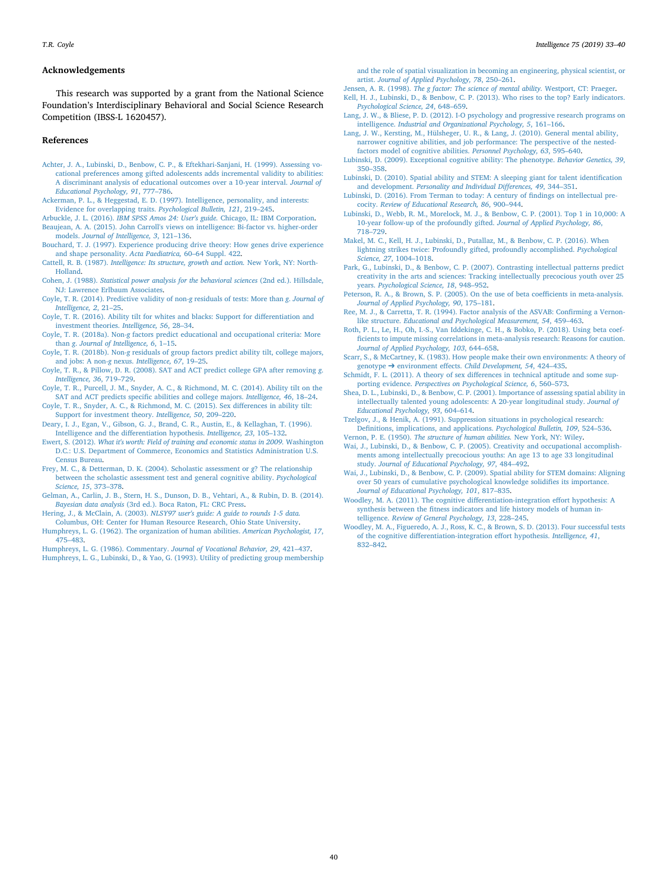## Acknowledgements

This research was supported by a grant from the National Science Foundation's Interdisciplinary Behavioral and Social Science Research Competition (IBSS-L 1620457).

## References

Achter, J. A., Lubinski, D., Benbow, C. P., & Eftekhari-Sanjani, H. (1999). Assessing vocational preferences among gifted adolescents adds incremental validity to abilities: A discriminant analysis of educational outcomes over a 10-year interval. *Journal of Educational Psychology, 91*, 777–786.

Ackerman, P. L., & Heggestad, E. D. (1997). Intelligence, personality, and interests: Evidence for overlapping traits. *Psychological Bulletin, 121*, 219–245.

Arbuckle, J. L. (2016). *IBM SPSS Amos 24: User's guide.* Chicago, IL: IBM Corporation.

Beaujean, A. A. (2015). John Carroll's views on intelligence: Bi-factor vs. higher-order models. *Journal of Intelligence, 3*, 121–136.

Bouchard, T. J. (1997). Experience producing drive theory: How genes drive experience and shape personality. *Acta Paediatrica,* 60–64 Suppl. 422.

Cattell, R. B. (1987). *Intelligence: Its structure, growth and action.* New York, NY: North-Holland.

Cohen, J. (1988). *Statistical power analysis for the behavioral sciences* (2nd ed.). Hillsdale, NJ: Lawrence Erlbaum Associates.

Coyle, T. R. (2014). Predictive validity of non-*g* residuals of tests: More than *g*. *Journal of Intelligence, 2*, 21–25.

Coyle, T. R. (2016). Ability tilt for whites and blacks: Support for differentiation and investment theories. *Intelligence, 56*, 28–34.

Coyle, T. R. (2018a). Non-*g* factors predict educational and occupational criteria: More than *g*. *Journal of Intelligence, 6*, 1–15.

Coyle, T. R. (2018b). Non-*g* residuals of group factors predict ability tilt, college majors, and jobs: A non-*g* nexus. *Intelligence, 67*, 19–25.

Coyle, T. R., & Pillow, D. R. (2008). SAT and ACT predict college GPA after removing *g*. *Intelligence, 36*, 719–729.

Coyle, T. R., Purcell, J. M., Snyder, A. C., & Richmond, M. C. (2014). Ability tilt on the SAT and ACT predicts specific abilities and college majors. *Intelligence, 46*, 18–24.

Coyle, T. R., Snyder, A. C., & Richmond, M. C. (2015). Sex differences in ability tilt: Support for investment theory. *Intelligence, 50*, 209–220.

Deary, I. J., Egan, V., Gibson, G. J., Brand, C. R., Austin, E., & Kellaghan, T. (1996). Intelligence and the differentiation hypothesis. *Intelligence, 23*, 105–132.

Ewert, S. (2012). *What it's worth: Field of training and economic status in 2009.* Washington D.C.: U.S. Department of Commerce, Economics and Statistics Administration U.S. Census Bureau.

Frey, M. C., & Detterman, D. K. (2004). Scholastic assessment or *g*? The relationship between the scholastic assessment test and general cognitive ability. *Psychological Science, 15*, 373–378.

Gelman, A., Carlin, J. B., Stern, H. S., Dunson, D. B., Vehtari, A., & Rubin, D. B. (2014). *Bayesian data analysis* (3rd ed.). Boca Raton, FL: CRC Press.

Hering, J., & McClain, A. (2003). *NLSY97 user's guide: A guide to rounds 1-5 data.* Columbus, OH: Center for Human Resource Research, Ohio State University.

Humphreys, L. G. (1962). The organization of human abilities. *American Psychologist, 17*, 475–483.

Humphreys, L. G. (1986). Commentary. *Journal of Vocational Behavior, 29*, 421–437.

Humphreys, L. G., Lubinski, D., & Yao, G. (1993). Utility of predicting group membership and the role of spatial visualization in becoming an engineering, physical scientist, or artist. *Journal of Applied Psychology, 78*, 250–261.

Jensen, A. R. (1998). *The g factor: The science of mental ability.* Westport, CT: Praeger.

Kell, H. J., Lubinski, D., & Benbow, C. P. (2013). Who rises to the top? Early indicators. *Psychological Science, 24*, 648–659.

Lang, J. W., & Bliese, P. D. (2012). I-O psychology and progressive research programs on intelligence. *Industrial and Organizational Psychology, 5*, 161–166.

Lang, J. W., Kersting, M., Hülsheger, U. R., & Lang, J. (2010). General mental ability, narrower cognitive abilities, and job performance: The perspective of the nested-factors model of cognitive abilities. *Personnel Psychology, 63*, 595–640.

Lubinski, D. (2009). Exceptional cognitive ability: The phenotype. *Behavior Genetics, 39*, 350–358.

Lubinski, D. (2010). Spatial ability and STEM: A sleeping giant for talent identification and development. *Personality and Individual Differences, 49*, 344–351.

Lubinski, D. (2016). From Terman to today: A century of findings on intellectual precocity. *Review of Educational Research, 86*, 900–944.

Lubinski, D., Webb, R. M., Morelock, M. J., & Benbow, C. P. (2001). Top 1 in 10,000: A 10-year follow-up of the profoundly gifted. *Journal of Applied Psychology, 86*, 718–729.

Makel, M. C., Kell, H. J., Lubinski, D., Putallaz, M., & Benbow, C. P. (2016). When lightning strikes twice: Profoundly gifted, profoundly accomplished. *Psychological Science, 27*, 1004–1018.

Park, G., Lubinski, D., & Benbow, C. P. (2007). Contrasting intellectual patterns predict creativity in the arts and sciences: Tracking intellectually precocious youth over 25 years. *Psychological Science, 18*, 948–952.

Peterson, R. A., & Brown, S. P. (2005). On the use of beta coefficients in meta-analysis. *Journal of Applied Psychology, 90*, 175–181.

Ree, M. J., & Carretta, T. R. (1994). Factor analysis of the ASVAB: Confirming a Vernon-like structure. *Educational and Psychological Measurement, 54*, 459–463.

Roth, P. L., Le, H., Oh, I.-S., Van Iddekinge, C. H., & Bobko, P. (2018). Using beta coefficients to impute missing correlations in meta-analysis research: Reasons for caution. *Journal of Applied Psychology, 103*, 644–658.

Scarr, S., & McCartney, K. (1983). How people make their own environments: A theory of genotype ➔ environment effects. *Child Development, 54*, 424–435.

Schmidt, F. L. (2011). A theory of sex differences in technical aptitude and some supporting evidence. *Perspectives on Psychological Science, 6*, 560–573.

Shea, D. L., Lubinski, D., & Benbow, C. P. (2001). Importance of assessing spatial ability in intellectually talented young adolescents: A 20-year longitudinal study. *Journal of Educational Psychology, 93*, 604–614.

Tzelgov, J., & Henik, A. (1991). Suppression situations in psychological research: Definitions, implications, and applications. *Psychological Bulletin, 109*, 524–536.

Vernon, P. E. (1950). *The structure of human abilities.* New York, NY: Wiley.

Wai, J., Lubinski, D., & Benbow, C. P. (2005). Creativity and occupational accomplishments among intellectually precocious youths: An age 13 to age 33 longitudinal study. *Journal of Educational Psychology, 97*, 484–492.

Wai, J., Lubinski, D., & Benbow, C. P. (2009). Spatial ability for STEM domains: Aligning over 50 years of cumulative psychological knowledge solidifies its importance. *Journal of Educational Psychology, 101*, 817–835.

Woodley, M. A. (2011). The cognitive differentiation-integration effort hypothesis: A synthesis between the fitness indicators and life history models of human intelligence. *Review of General Psychology, 13*, 228–245.

Woodley, M. A., Figueredo, A. J., Ross, K. C., & Brown, S. D. (2013). Four successful tests of the cognitive differentiation-integration effort hypothesis. *Intelligence, 41*, 832–842.